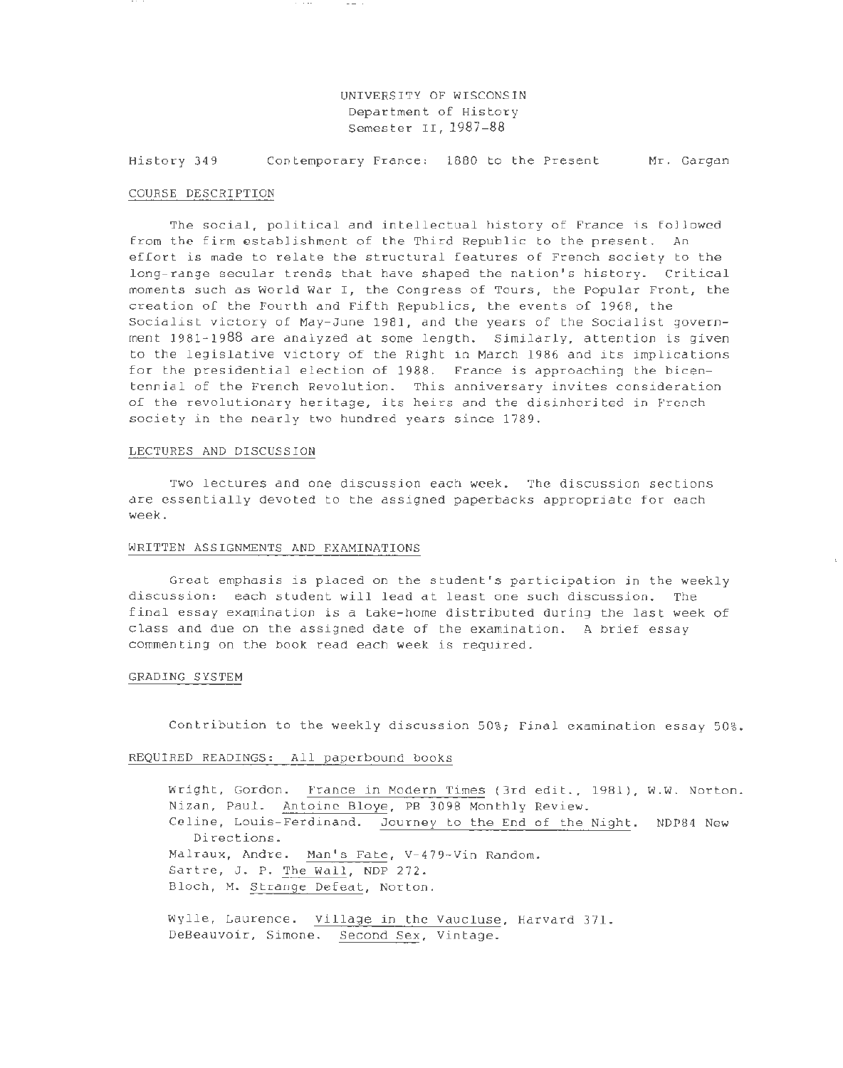UNIVERSITY OF WISCONSIN
Department of History
Semester II, 1987-88

History 349 Contemporary France: 1880 to the Present Mr. Gargan

## COURSE DESCRIPTION

The social, political and intellectual history of France is followed from the firm establishment of the Third Republic to the present. An effort is made to relate the structural features of French society to the long-range secular trends that have shaped the nation's history. Critical moments such as World War I, the Congress of Tours, the Popular Front, the creation of the Fourth and Fifth Republics, the events of 1968, the Socialist victory of May-June 1981, and the years of the Socialist government 1981-1988 are analyzed at some length. Similarly, attention is given to the legislative victory of the Right in March 1986 and its implications for the presidential election of 1988. France is approaching the bicentennial of the French Revolution. This anniversary invites consideration of the revolutionary heritage, its heirs and the disinherited in French society in the nearly two hundred years since 1789.

## LECTURES AND DISCUSSION

Two lectures and one discussion each week. The discussion sections are essentially devoted to the assigned paperbacks appropriate for each week.

## WRITTEN ASSIGNMENTS AND EXAMINATIONS

Great emphasis is placed on the student's participation in the weekly discussion: each student will lead at least one such discussion. The final essay examination is a take-home distributed during the last week of class and due on the assigned date of the examination. A brief essay commenting on the book read each week is required.

## GRADING SYSTEM

Contribution to the weekly discussion 50%; Final examination essay 50%.

## REQUIRED READINGS: All paperbound books

Wright, Gordon. France in Modern Times (3rd edit., 1981), W.W. Norton.
Nizan, Paul. Antoine Bloye, PB 3098 Monthly Review.
Celine, Louis-Ferdinand. Journey to the End of the Night. NDP84 New Directions.
Malraux, Andre. Man's Fate, V-479-Vin Random.
Sartre, J. P. The Wall, NDP 272.
Bloch, M. Strange Defeat, Norton.

Wylie, Laurence. Village in the Vaucluse, Harvard 371.
DeBeauvoir, Simone. Second Sex, Vintage.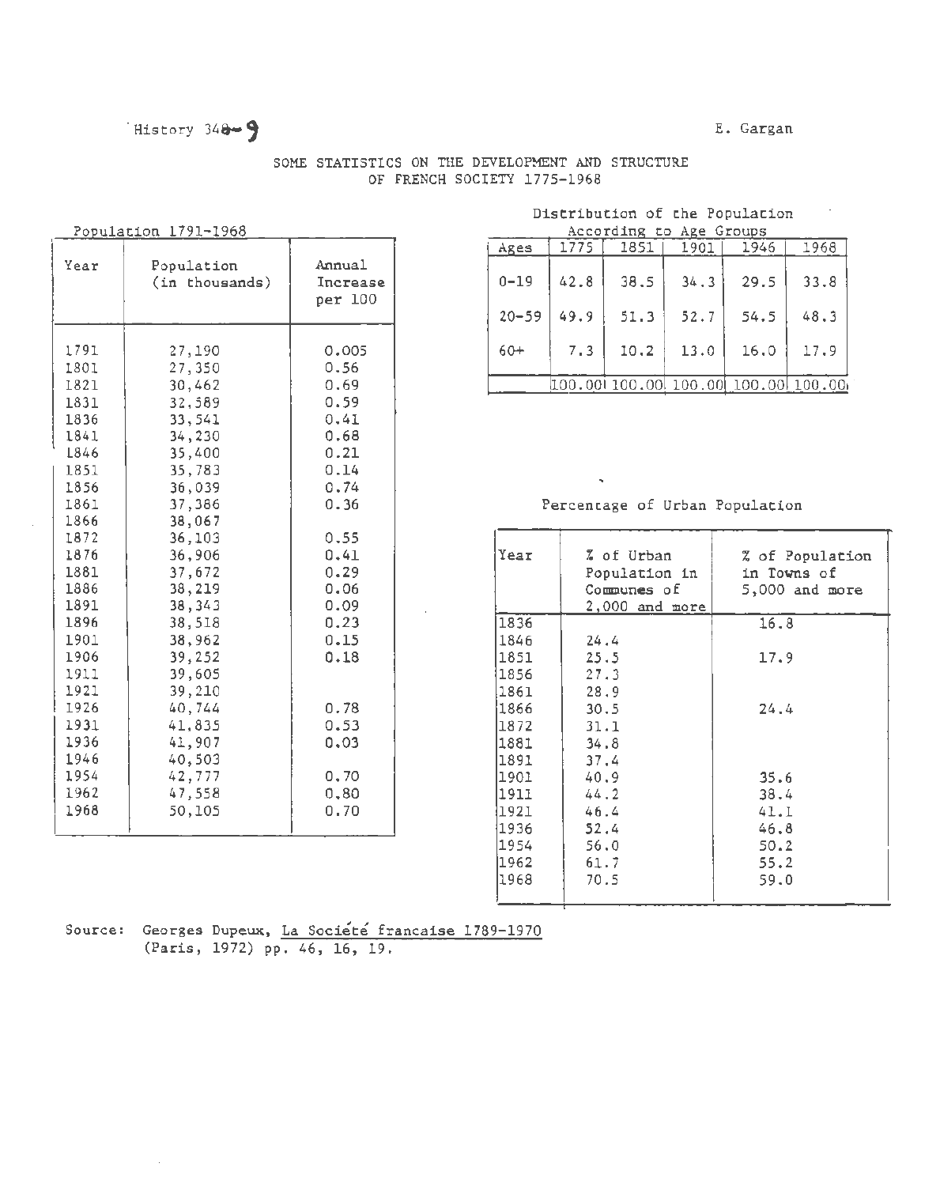History 340-9

E. Gargan

# SOME STATISTICS ON THE DEVELOPMENT AND STRUCTURE OF FRENCH SOCIETY 1775-1968

## Population 1791-1968

| Year | Population (in thousands) | Annual Increase per 100 |
|---|---|---|
| 1791 | 27,190 | 0.005 |
| 1801 | 27,350 | 0.56 |
| 1821 | 30,462 | 0.69 |
| 1831 | 32,589 | 0.59 |
| 1836 | 33,541 | 0.41 |
| 1841 | 34,230 | 0.68 |
| 1846 | 35,400 | 0.21 |
| 1851 | 35,783 | 0.14 |
| 1856 | 36,039 | 0.74 |
| 1861 | 37,386 | 0.36 |
| 1866 | 38,067 | |
| 1872 | 36,103 | 0.55 |
| 1876 | 36,906 | 0.41 |
| 1881 | 37,672 | 0.29 |
| 1886 | 38,219 | 0.06 |
| 1891 | 38,343 | 0.09 |
| 1896 | 38,518 | 0.23 |
| 1901 | 38,962 | 0.15 |
| 1906 | 39,252 | 0.18 |
| 1911 | 39,605 | |
| 1921 | 39,210 | |
| 1926 | 40,744 | 0.78 |
| 1931 | 41,835 | 0.53 |
| 1936 | 41,907 | 0.03 |
| 1946 | 40,503 | |
| 1954 | 42,777 | 0.70 |
| 1962 | 47,558 | 0.80 |
| 1968 | 50,105 | 0.70 |

## Distribution of the Population According to Age Groups

| Ages | 1775 | 1851 | 1901 | 1946 | 1968 |
|---|---|---|---|---|---|
| 0-19 | 42.8 | 38.5 | 34.3 | 29.5 | 33.8 |
| 20-59 | 49.9 | 51.3 | 52.7 | 54.5 | 48.3 |
| 60+ | 7.3 | 10.2 | 13.0 | 16.0 | 17.9 |
| | 100.00 | 100.00 | 100.00 | 100.00 | 100.00 |

## Percentage of Urban Population

| Year | % of Urban Population in Communes of 2,000 and more | % of Population in Towns of 5,000 and more |
|---|---|---|
| 1836 | | 16.8 |
| 1846 | 24.4 | |
| 1851 | 25.5 | 17.9 |
| 1856 | 27.3 | |
| 1861 | 28.9 | |
| 1866 | 30.5 | 24.4 |
| 1872 | 31.1 | |
| 1881 | 34.8 | |
| 1891 | 37.4 | |
| 1901 | 40.9 | 35.6 |
| 1911 | 44.2 | 38.4 |
| 1921 | 46.4 | 41.1 |
| 1936 | 52.4 | 46.8 |
| 1954 | 56.0 | 50.2 |
| 1962 | 61.7 | 55.2 |
| 1968 | 70.5 | 59.0 |

Source: Georges Dupeux, La Société francaise 1789-1970 (Paris, 1972) pp. 46, 16, 19.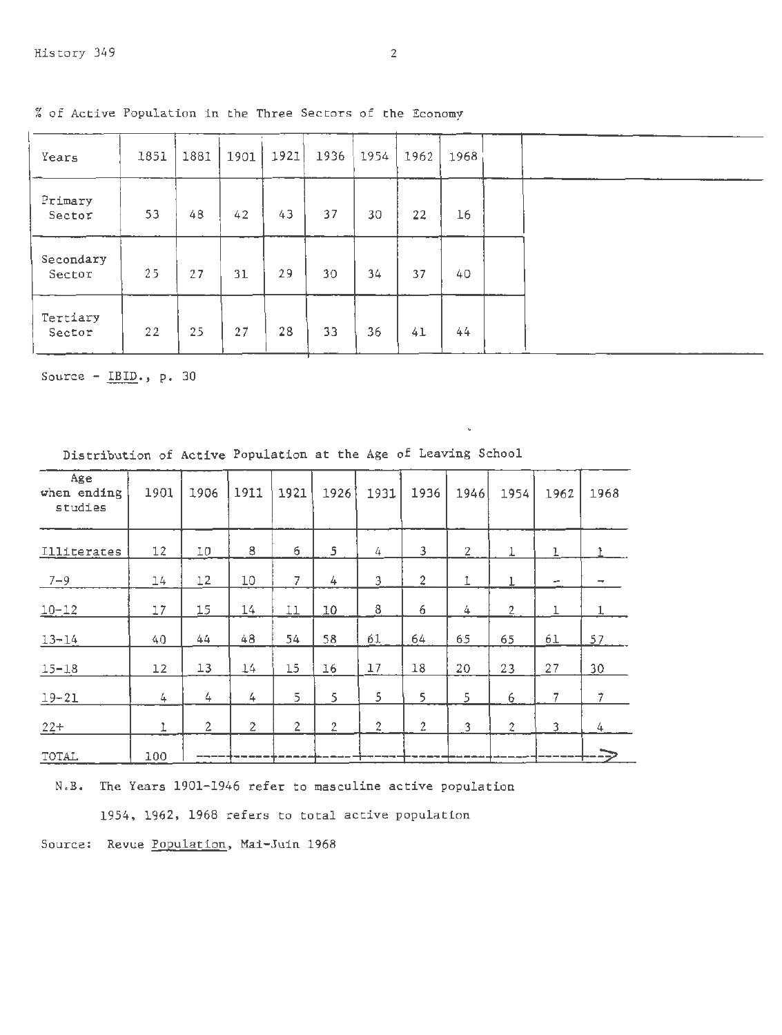% of Active Population in the Three Sectors of the Economy

| Years | 1851 | 1881 | 1901 | 1921 | 1936 | 1954 | 1962 | 1968 |
|---|---|---|---|---|---|---|---|---|
| Primary Sector | 53 | 48 | 42 | 43 | 37 | 30 | 22 | 16 |
| Secondary Sector | 25 | 27 | 31 | 29 | 30 | 34 | 37 | 40 |
| Tertiary Sector | 22 | 25 | 27 | 28 | 33 | 36 | 41 | 44 |

Source - IBID., p. 30

Distribution of Active Population at the Age of Leaving School

| Age when ending studies | 1901 | 1906 | 1911 | 1921 | 1926 | 1931 | 1936 | 1946 | 1954 | 1962 | 1968 |
|---|---|---|---|---|---|---|---|---|---|---|---|
| Illiterates | 12 | 10 | 8 | 6 | 5 | 4 | 3 | 2 | 1 | 1 | 1 |
| 7-9 | 14 | 12 | 10 | 7 | 4 | 3 | 2 | 1 | 1 | – | – |
| 10-12 | 17 | 15 | 14 | 11 | 10 | 8 | 6 | 4 | 2 | 1 | 1 |
| 13-14 | 40 | 44 | 48 | 54 | 58 | 61 | 64 | 65 | 65 | 61 | 57 |
| 15-18 | 12 | 13 | 14 | 15 | 16 | 17 | 18 | 20 | 23 | 27 | 30 |
| 19-21 | 4 | 4 | 4 | 5 | 5 | 5 | 5 | 5 | 6 | 7 | 7 |
| 22+ | 1 | 2 | 2 | 2 | 2 | 2 | 2 | 3 | 2 | 3 | 4 |
| TOTAL | 100 | ---- | ---- | ---- | ---- | ---- | ---- | ---- | ---- | ---- | ---> |

N.B. The Years 1901-1946 refer to masculine active population

1954, 1962, 1968 refers to total active population

Source: Revue Population, Mai-Juin 1968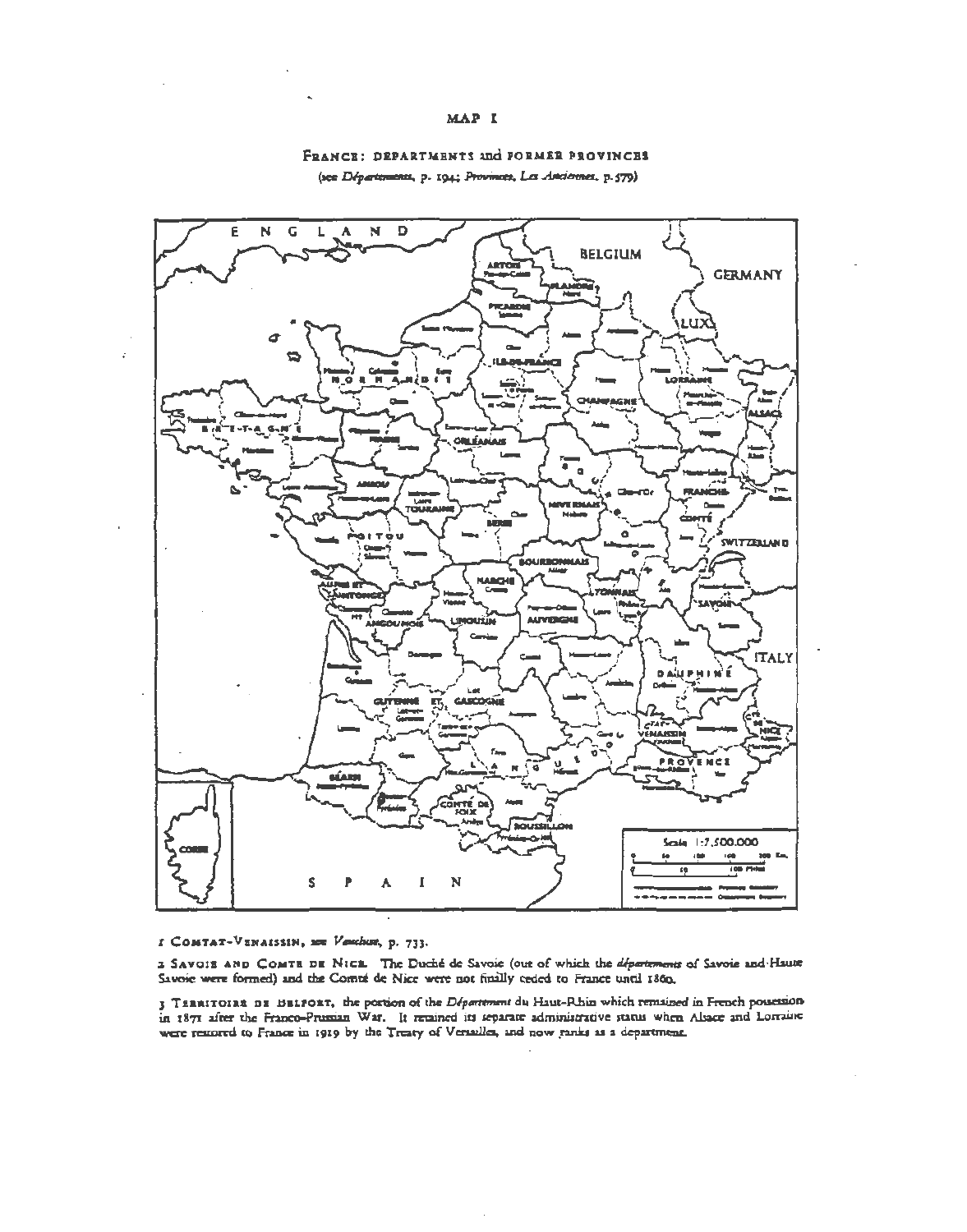MAP I

FRANCE: DEPARTMENTS and FORMER PROVINCES

(see *Départements*, p. 194; *Provinces, Les Anciennes*, p. 579)

1 COMTAT-VENAISSIN, see *Vaucluse*, p. 733.

2 SAVOIE AND COMTE DE NICE. The Duché de Savoie (out of which the *départements* of Savoie and Haute Savoie were formed) and the Comté de Nice were not finally ceded to France until 1860.

3 TERRITOIRE DE BELFORT, the portion of the *Département* du Haut-Rhin which remained in French possession in 1871 after the Franco-Prussian War. It retained its separate administrative status when Alsace and Lorraine were restored to France in 1919 by the Treaty of Versailles, and now ranks as a department.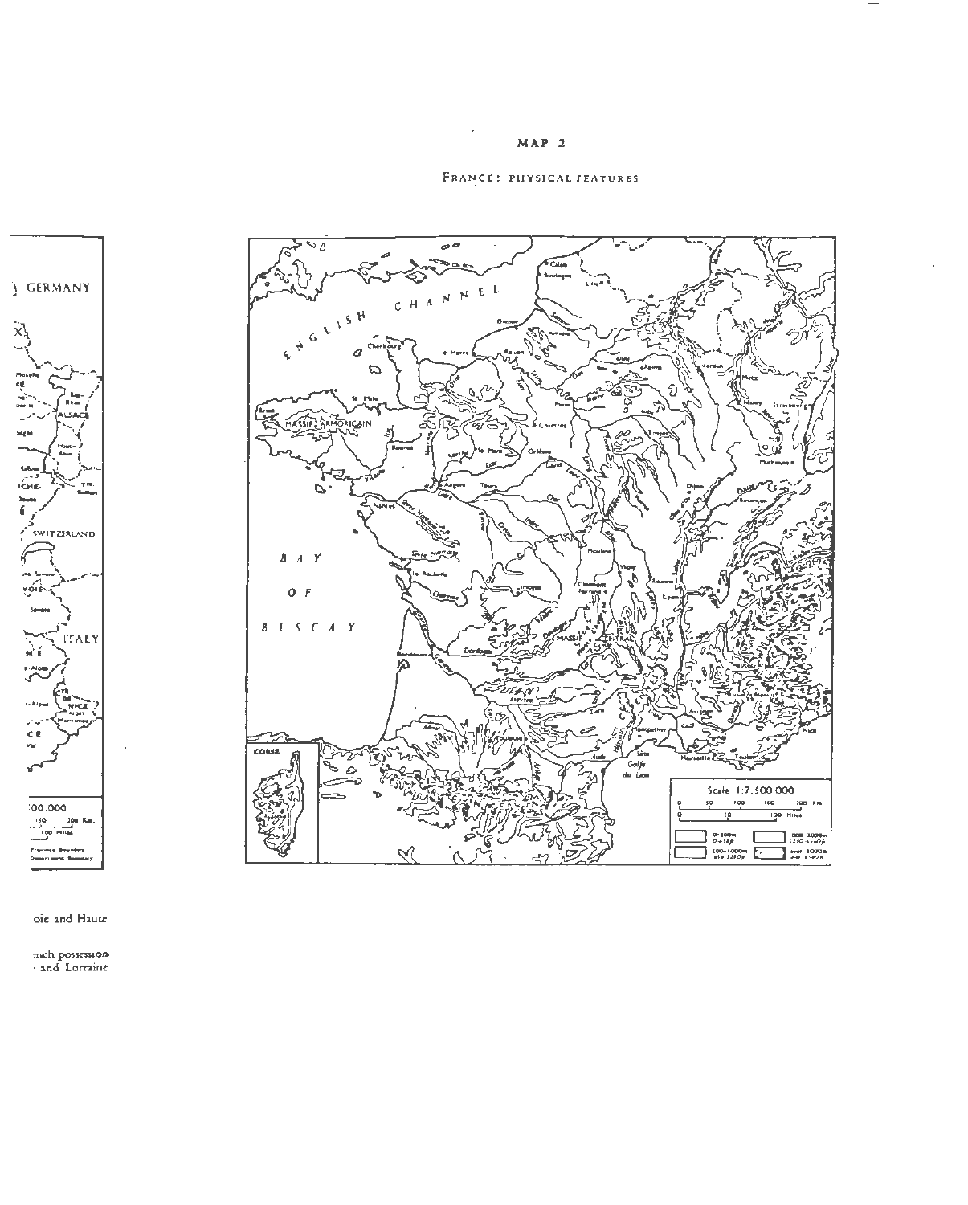# MAP 2

## FRANCE: PHYSICAL FEATURES

oie and Haute

nch possession
and Lorraine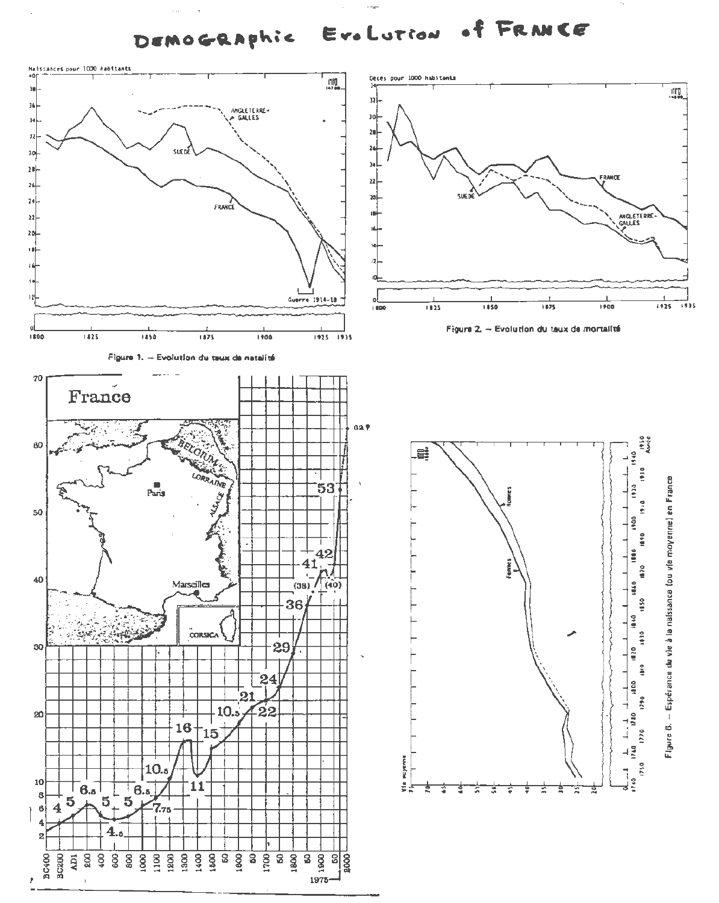# DEMOGRAPHIC EVOLUTION of FRANCE

Figure 1. — Evolution du taux de natalité

Figure 2. — Evolution du taux de mortalité

Figure 5. — Espérance de vie à la naissance (ou vie moyenne) en France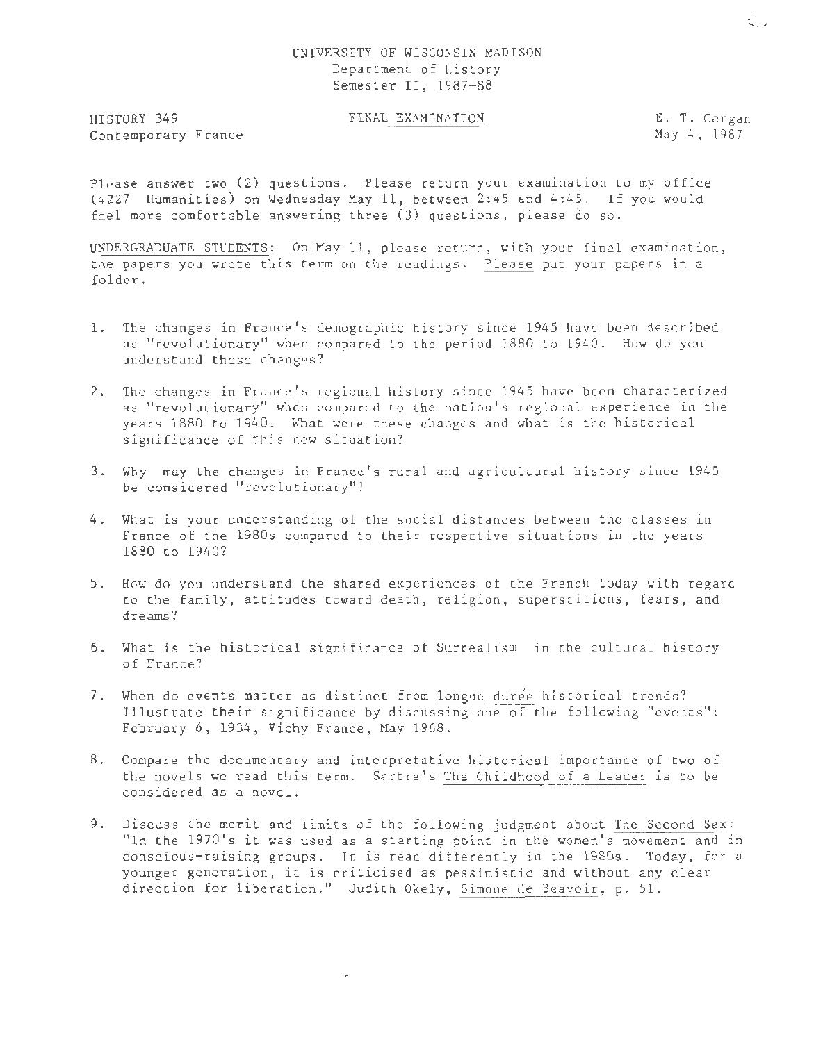UNIVERSITY OF WISCONSIN-MADISON
Department of History
Semester II, 1987-88

HISTORY 349
Contemporary France

FINAL EXAMINATION

E. T. Gargan
May 4, 1987

Please answer two (2) questions. Please return your examination to my office (4227 Humanities) on Wednesday May 11, between 2:45 and 4:45. If you would feel more comfortable answering three (3) questions, please do so.

UNDERGRADUATE STUDENTS: On May 11, please return, with your final examination, the papers you wrote this term on the readings. Please put your papers in a folder.

1. The changes in France's demographic history since 1945 have been described as "revolutionary" when compared to the period 1880 to 1940. How do you understand these changes?

2. The changes in France's regional history since 1945 have been characterized as "revolutionary" when compared to the nation's regional experience in the years 1880 to 1940. What were these changes and what is the historical significance of this new situation?

3. Why may the changes in France's rural and agricultural history since 1945 be considered "revolutionary"?

4. What is your understanding of the social distances between the classes in France of the 1980s compared to their respective situations in the years 1880 to 1940?

5. How do you understand the shared experiences of the French today with regard to the family, attitudes toward death, religion, superstitions, fears, and dreams?

6. What is the historical significance of Surrealism in the cultural history of France?

7. When do events matter as distinct from longue durée historical trends? Illustrate their significance by discussing one of the following "events": February 6, 1934, Vichy France, May 1968.

8. Compare the documentary and interpretative historical importance of two of the novels we read this term. Sartre's The Childhood of a Leader is to be considered as a novel.

9. Discuss the merit and limits of the following judgment about The Second Sex: "In the 1970's it was used as a starting point in the women's movement and in conscious-raising groups. It is read differently in the 1980s. Today, for a younger generation, it is criticised as pessimistic and without any clear direction for liberation." Judith Okely, Simone de Beavoir, p. 51.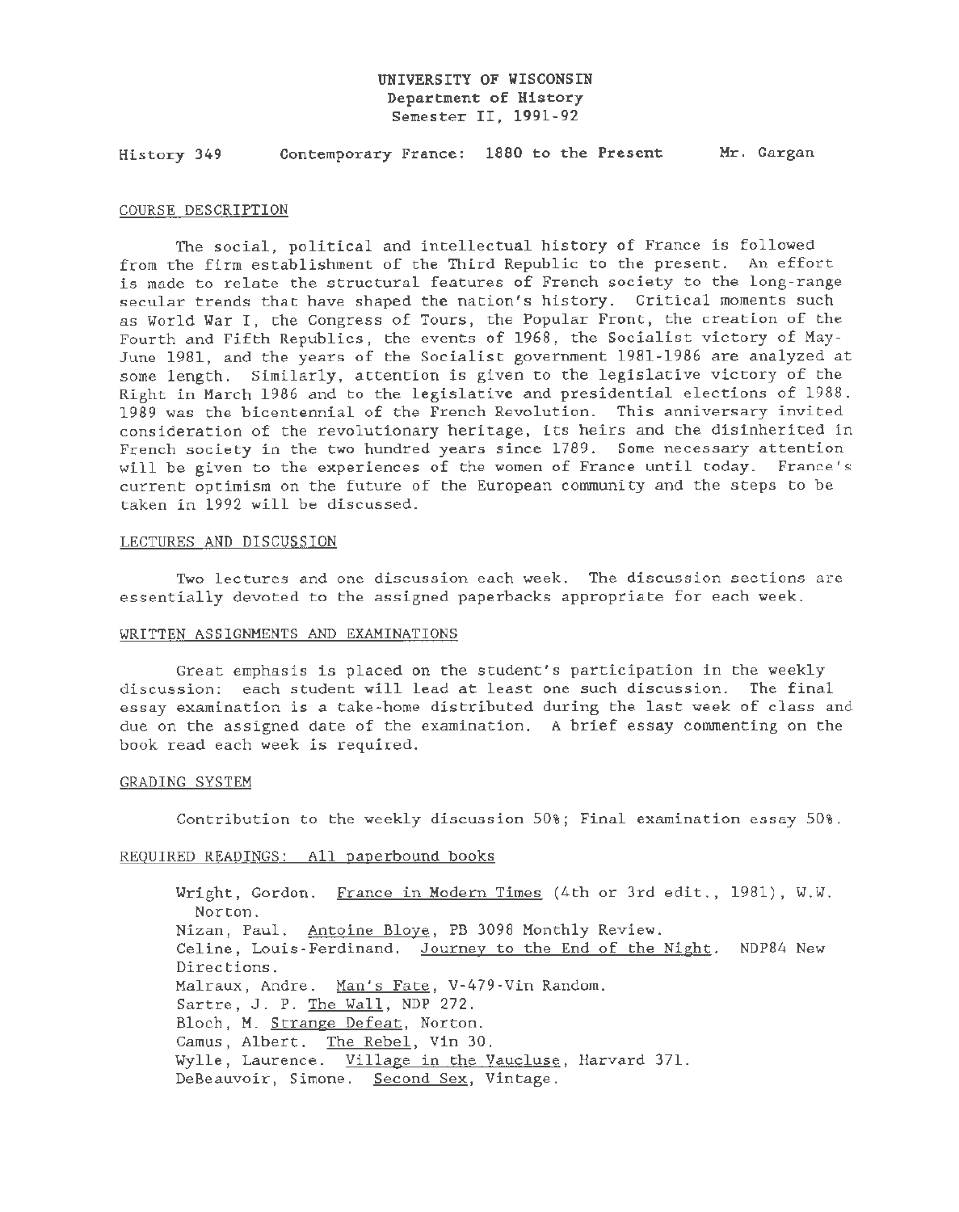**UNIVERSITY OF WISCONSIN**
**Department of History**
**Semester II, 1991-92**

History 349 Contemporary France: 1880 to the Present Mr. Gargan

## COURSE DESCRIPTION

The social, political and intellectual history of France is followed from the firm establishment of the Third Republic to the present. An effort is made to relate the structural features of French society to the long-range secular trends that have shaped the nation's history. Critical moments such as World War I, the Congress of Tours, the Popular Front, the creation of the Fourth and Fifth Republics, the events of 1968, the Socialist victory of May-June 1981, and the years of the Socialist government 1981-1986 are analyzed at some length. Similarly, attention is given to the legislative victory of the Right in March 1986 and to the legislative and presidential elections of 1988. 1989 was the bicentennial of the French Revolution. This anniversary invited consideration of the revolutionary heritage, its heirs and the disinherited in French society in the two hundred years since 1789. Some necessary attention will be given to the experiences of the women of France until today. France's current optimism on the future of the European community and the steps to be taken in 1992 will be discussed.

## LECTURES AND DISCUSSION

Two lectures and one discussion each week. The discussion sections are essentially devoted to the assigned paperbacks appropriate for each week.

## WRITTEN ASSIGNMENTS AND EXAMINATIONS

Great emphasis is placed on the student's participation in the weekly discussion: each student will lead at least one such discussion. The final essay examination is a take-home distributed during the last week of class and due on the assigned date of the examination. A brief essay commenting on the book read each week is required.

## GRADING SYSTEM

Contribution to the weekly discussion 50%; Final examination essay 50%.

## REQUIRED READINGS: All paperbound books

- Wright, Gordon. France in Modern Times (4th or 3rd edit., 1981), W.W. Norton.
- Nizan, Paul. Antoine Bloye, PB 3098 Monthly Review.
- Celine, Louis-Ferdinand. Journey to the End of the Night. NDP84 New Directions.
- Malraux, Andre. Man's Fate, V-479-Vin Random.
- Sartre, J. P. The Wall, NDP 272.
- Bloch, M. Strange Defeat, Norton.
- Camus, Albert. The Rebel, Vin 30.
- Wylle, Laurence. Village in the Vaucluse, Harvard 371.
- DeBeauvoir, Simone. Second Sex, Vintage.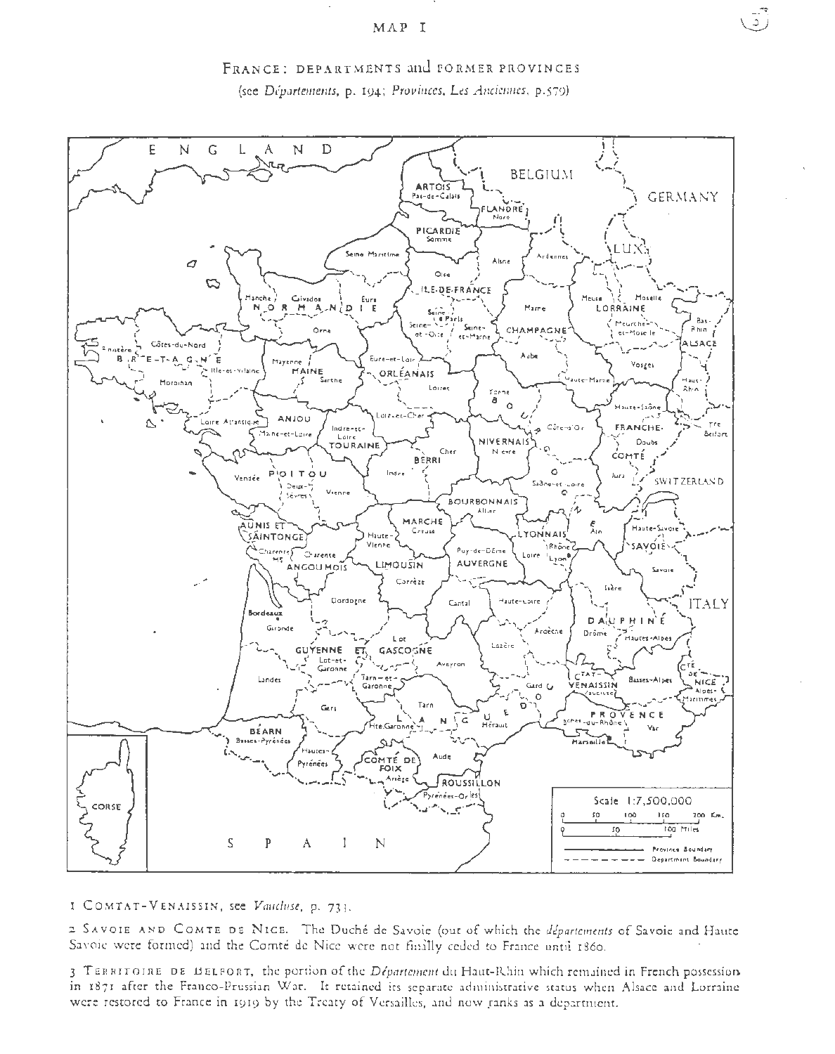MAP I

# FRANCE: DEPARTMENTS and FORMER PROVINCES

(see *Départements*, p. 194; *Provinces, Les Anciennes*, p. 579)

1 COMTAT-VENAISSIN, see *Vaucluse*, p. 731.

2 SAVOIE AND COMTE DE NICE. The Duché de Savoie (out of which the *départements* of Savoie and Haute Savoie were formed) and the Comté de Nice were not finally ceded to France until 1860.

3 TERRITOIRE DE BELFORT, the portion of the *Département* du Haut-Rhin which remained in French possession in 1871 after the Franco-Prussian War. It retained its separate administrative status when Alsace and Lorraine were restored to France in 1919 by the Treaty of Versailles, and now ranks as a department.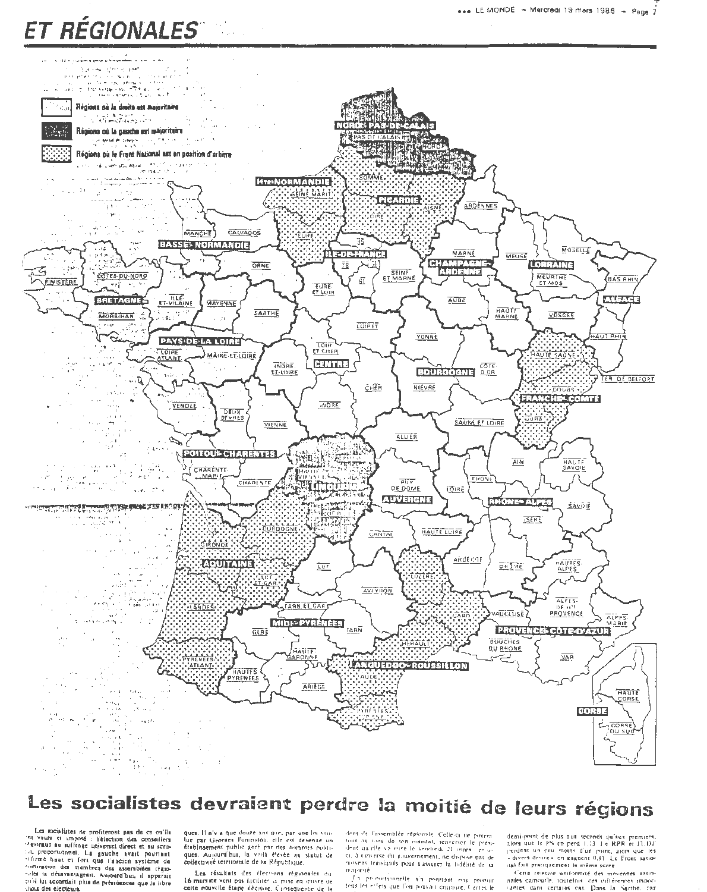# ET RÉGIONALES

Régions où la droite est majoritaire

Régions où la gauche est majoritaire

Régions où le Front National est en position d'arbitre

NORD-PAS-DE-CALAIS — PAS-DE-CALAIS — NORD

HTE-NORMANDIE — SEINE MARIT. — EURE

PICARDIE — SOMME — OISE — AISNE

ARDENNES

BASSE-NORMANDIE — MANCHE — CALVADOS — ORNE

ILE-DE-FRANCE — 95 — 78 — 91 — SEINE ET MARNE

CHAMPAGNE-ARDENNE — MARNE — AUBE — HAUTE MARNE

LORRAINE — MEUSE — MOSELLE — MEURTHE ET MOS. — VOSGES

ALSACE — BAS RHIN — HAUT RHIN

BRETAGNE — FINISTÈRE — CÔTES-DU-NORD — ILLE-ET-VILAINE — MORBIHAN

PAYS-DE-LA-LOIRE — MAYENNE — SARTHE — LOIRE ATLANT. — MAINE ET LOIRE — VENDÉE

CENTRE — EURE ET LOIR — LOIRET — LOIR ET CHER — INDRE ET LOIRE — INDRE — CHER

BOURGOGNE — YONNE — CÔTE D'OR — NIÈVRE — SAÔNE ET LOIRE

FRANCHE-COMTÉ — HAUTE SAÔNE — DOUBS — JURA — TER. DE BELFORT

POITOU-CHARENTES — DEUX SÈVRES — VIENNE — CHARENTE-MARIT. — CHARENTE

LIMOUSIN — HAUTE VIENNE — CREUSE — CORRÈZE

AUVERGNE — ALLIER — PUY DE DOME — CANTAL — HAUTE LOIRE

RHÔNE-ALPES — AIN — HAUTE SAVOIE — RHÔNE — LOIRE — SAVOIE — ISÈRE — ARDÈCHE — DRÔME

AQUITAINE — DORDOGNE — GIRONDE — LOT ET GARONNE — LANDES — PYRÉNÉES ATLANT.

MIDI-PYRÉNÉES — LOT — AVEYRON — TARN ET GAR. — TARN — GERS — HAUTE GARONNE — HAUTES PYRÉNÉES — ARIÈGE

LANGUEDOC-ROUSSILLON — LOZÈRE — GARD — HÉRAULT — AUDE — PYRÉNÉES ORIENT.

PROVENCE-CÔTE-D'AZUR — HAUTES-ALPES — ALPES DE HTE PROVENCE — ALPES MARIT. — VAUCLUSE — BOUCHES DU RHÔNE — VAR

CORSE — HAUTE CORSE — CORSE DU SUD

## Les socialistes devraient perdre la moitié de leurs régions

Les socialistes ne profiteront pas de ce qu'ils ont voulu et imposé : l'élection des conseillers régionaux au suffrage universel direct et au scrutin proportionnel. La gauche avait pourtant affirmé haut et fort que l'ancien système de désignation des membres des assemblées régionales la désavantageait. Aujourd'hui, il apparaît qu'il lui accordait plus de présidences que le libre choix des électeurs.

ques. Il n'y a que douze ans que, par une loi voulue par Georges Pompidou, elle est devenue un établissement public géré par des hommes politiques. Aujourd'hui, la voilà élevée au statut de collectivité territoriale de la République.

Les résultats des élections régionales du 16 mars ne vont pas faciliter la mise en œuvre de cette nouvelle étape décisive. Conséquence de la

dent de l'assemblée régionale. Celle-ci ne pourra tout au long de son mandat, renverser le président qu'elle se sera donné le vendredi 21 mars. Et, à l'inverse du gouvernement, ne dispose pas de moyens législatifs pour s'assurer la fidélité de sa majorité.

La proportionnelle n'a pourtant pas produit tous les effets que l'on pouvait craindre. Certes le

demi-point de plus aux seconds qu'aux premiers, alors que le PS en perd 1,73. Le RPR et l'UDF perdent un peu moins d'un point, alors que les « divers droite » en gagnent 0,81. Le Front national fait pratiquement le même score.

Cette relative uniformité des moyennes nationales camoufle, toutefois, des différences importantes dans certains cas. Dans la Sarthe, par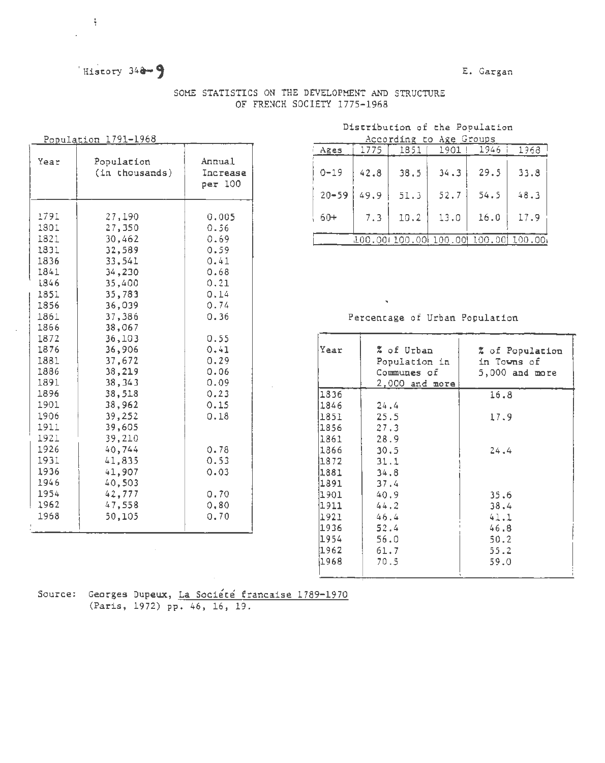History 348-9

E. Gargan

## SOME STATISTICS ON THE DEVELOPMENT AND STRUCTURE OF FRENCH SOCIETY 1775-1968

### Population 1791-1968

| Year | Population (in thousands) | Annual Increase per 100 |
|---|---|---|
| 1791 | 27,190 | 0.005 |
| 1801 | 27,350 | 0.56 |
| 1821 | 30,462 | 0.69 |
| 1831 | 32,589 | 0.59 |
| 1836 | 33,541 | 0.41 |
| 1841 | 34,230 | 0.68 |
| 1846 | 35,400 | 0.21 |
| 1851 | 35,783 | 0.14 |
| 1856 | 36,039 | 0.74 |
| 1861 | 37,386 | 0.36 |
| 1866 | 38,067 | |
| 1872 | 36,103 | 0.55 |
| 1876 | 36,906 | 0.41 |
| 1881 | 37,672 | 0.29 |
| 1886 | 38,219 | 0.06 |
| 1891 | 38,343 | 0.09 |
| 1896 | 38,518 | 0.23 |
| 1901 | 38,962 | 0.15 |
| 1906 | 39,252 | 0.18 |
| 1911 | 39,605 | |
| 1921 | 39,210 | |
| 1926 | 40,744 | 0.78 |
| 1931 | 41,835 | 0.53 |
| 1936 | 41,907 | 0.03 |
| 1946 | 40,503 | |
| 1954 | 42,777 | 0.70 |
| 1962 | 47,558 | 0.80 |
| 1968 | 50,105 | 0.70 |

### Distribution of the Population According to Age Groups

| Ages | 1775 | 1851 | 1901 | 1946 | 1968 |
|---|---|---|---|---|---|
| 0-19 | 42.8 | 38.5 | 34.3 | 29.5 | 33.8 |
| 20-59 | 49.9 | 51.3 | 52.7 | 54.5 | 48.3 |
| 60+ | 7.3 | 10.2 | 13.0 | 16.0 | 17.9 |
| | 100.00 | 100.00 | 100.00 | 100.00 | 100.00 |

### Percentage of Urban Population

| Year | % of Urban Population in Communes of 2,000 and more | % of Population in Towns of 5,000 and more |
|---|---|---|
| 1836 | | 16.8 |
| 1846 | 24.4 | |
| 1851 | 25.5 | 17.9 |
| 1856 | 27.3 | |
| 1861 | 28.9 | |
| 1866 | 30.5 | 24.4 |
| 1872 | 31.1 | |
| 1881 | 34.8 | |
| 1891 | 37.4 | |
| 1901 | 40.9 | 35.6 |
| 1911 | 44.2 | 38.4 |
| 1921 | 46.4 | 41.1 |
| 1936 | 52.4 | 46.8 |
| 1954 | 56.0 | 50.2 |
| 1962 | 61.7 | 55.2 |
| 1968 | 70.5 | 59.0 |

Source: Georges Dupeux, La Société francaise 1789-1970 (Paris, 1972) pp. 46, 16, 19.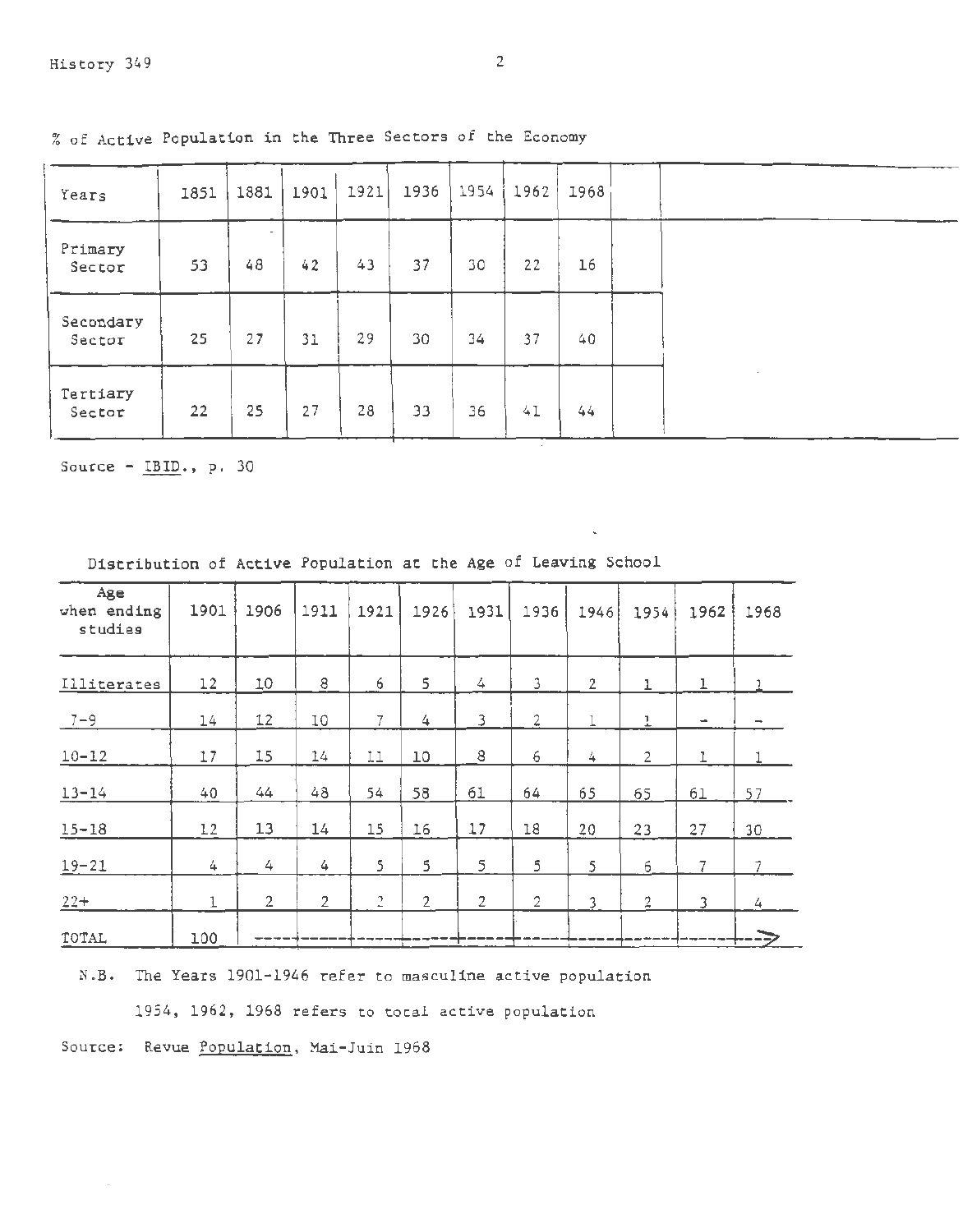% of Active Population in the Three Sectors of the Economy

| Years | 1851 | 1881 | 1901 | 1921 | 1936 | 1954 | 1962 | 1968 |
|---|---|---|---|---|---|---|---|---|
| Primary Sector | 53 | 48 | 42 | 43 | 37 | 30 | 22 | 16 |
| Secondary Sector | 25 | 27 | 31 | 29 | 30 | 34 | 37 | 40 |
| Tertiary Sector | 22 | 25 | 27 | 28 | 33 | 36 | 41 | 44 |

Source - IBID., p. 30

Distribution of Active Population at the Age of Leaving School

| Age when ending studies | 1901 | 1906 | 1911 | 1921 | 1926 | 1931 | 1936 | 1946 | 1954 | 1962 | 1968 |
|---|---|---|---|---|---|---|---|---|---|---|---|
| Illiterates | 12 | 10 | 8 | 6 | 5 | 4 | 3 | 2 | 1 | 1 | 1 |
| 7-9 | 14 | 12 | 10 | 7 | 4 | 3 | 2 | 1 | 1 | - | - |
| 10-12 | 17 | 15 | 14 | 11 | 10 | 8 | 6 | 4 | 2 | 1 | 1 |
| 13-14 | 40 | 44 | 48 | 54 | 58 | 61 | 64 | 65 | 65 | 61 | 57 |
| 15-18 | 12 | 13 | 14 | 15 | 16 | 17 | 18 | 20 | 23 | 27 | 30 |
| 19-21 | 4 | 4 | 4 | 5 | 5 | 5 | 5 | 5 | 6 | 7 | 7 |
| 22+ | 1 | 2 | 2 | 2 | 2 | 2 | 2 | 3 | 2 | 3 | 4 |
| TOTAL | 100 | ---- | ---- | ---- | ---- | ---- | ---- | ---- | ---- | ---- | ---> |

N.B. The Years 1901-1946 refer to masculine active population

1954, 1962, 1968 refers to total active population

Source: Revue Population, Mai-Juin 1968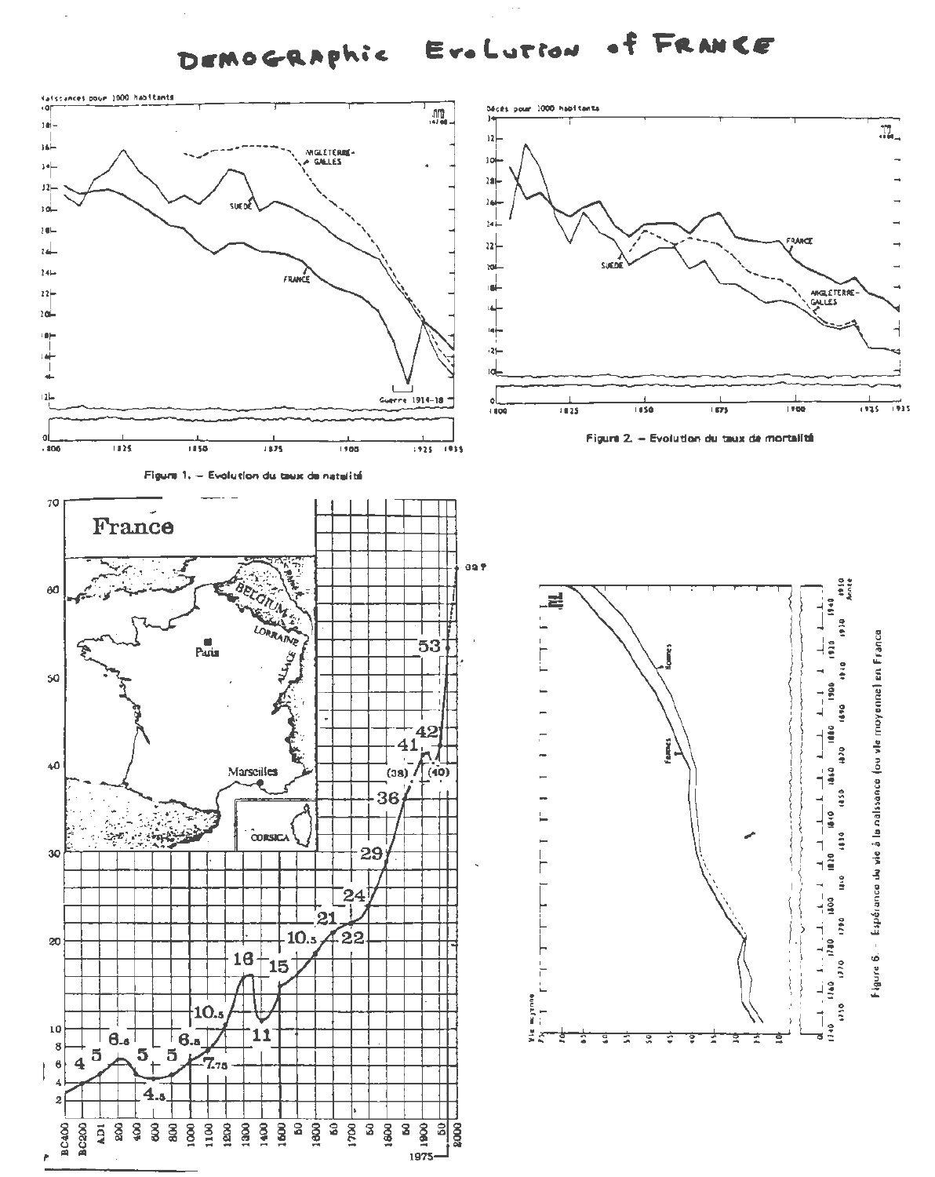# DEMOGRAPHIC EVOLUTION of FRANCE

Naissances pour 1000 habitants

ANGLETERRE-GALLES

SUÈDE

FRANCE

Guerre 1914-18

1800 1825 1850 1875 1900 1925 1935

Figure 1. – Evolution du taux de natalité

Décès pour 1000 habitants

FRANCE

SUÈDE

ANGLETERRE-GALLES

1800 1825 1850 1875 1900 1925 1935

Figure 2. – Evolution du taux de mortalité

France

BELGIUM

LORRAINE

ALSACE

Paris

Marseilles

CORSICA

4 5 6.5 5 4.5 5 6.5 7.75 10.5 16 11 15 10.5 21 22 24 29 36 (38) 41 42 (40) 53

BC400 BC200 AD1 200 400 600 800 1000 1100 1200 1300 1400 1500 50 1600 50 1700 50 1800 50 1900 50 2000

1975

Hommes

Femmes

Vie moyenne

1740 1750 1760 1770 1780 1790 1800 1810 1820 1830 1840 1850 1860 1870 1880 1890 1900 1910 1920 1930 1940 1950

Année

Figure 6. – Espérance de vie à la naissance (ou vie moyenne) en France